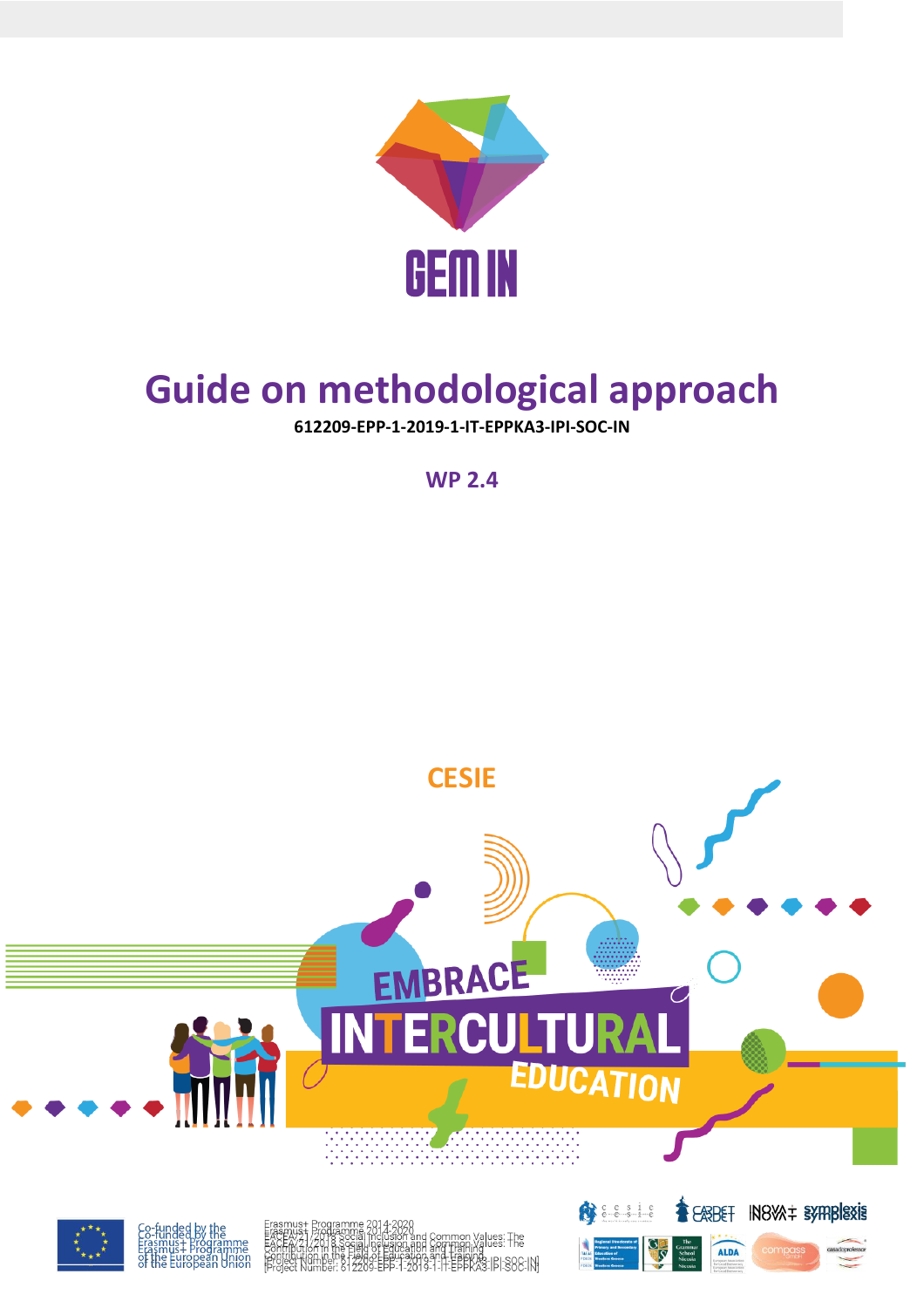GEM IN

# Guide on methodological approach

**612209-EPP-1-2019-1-IT-EPPKA3-IPI-SOC-IN**

**WP 2.4**

**CESIE**

EMBRACE INTERCULTURAL EDUCATION

Co-funded by the Erasmus+ Programme of the European Union

Erasmus+ Programme 2014-2020
EACEA/21/2018 Social Inclusion and Common Values: The Contribution in the Field of Education and Training
[Project Number: 612209-EPP-1-2019-1-IT-EPPKA3-IPI-SOC-IN]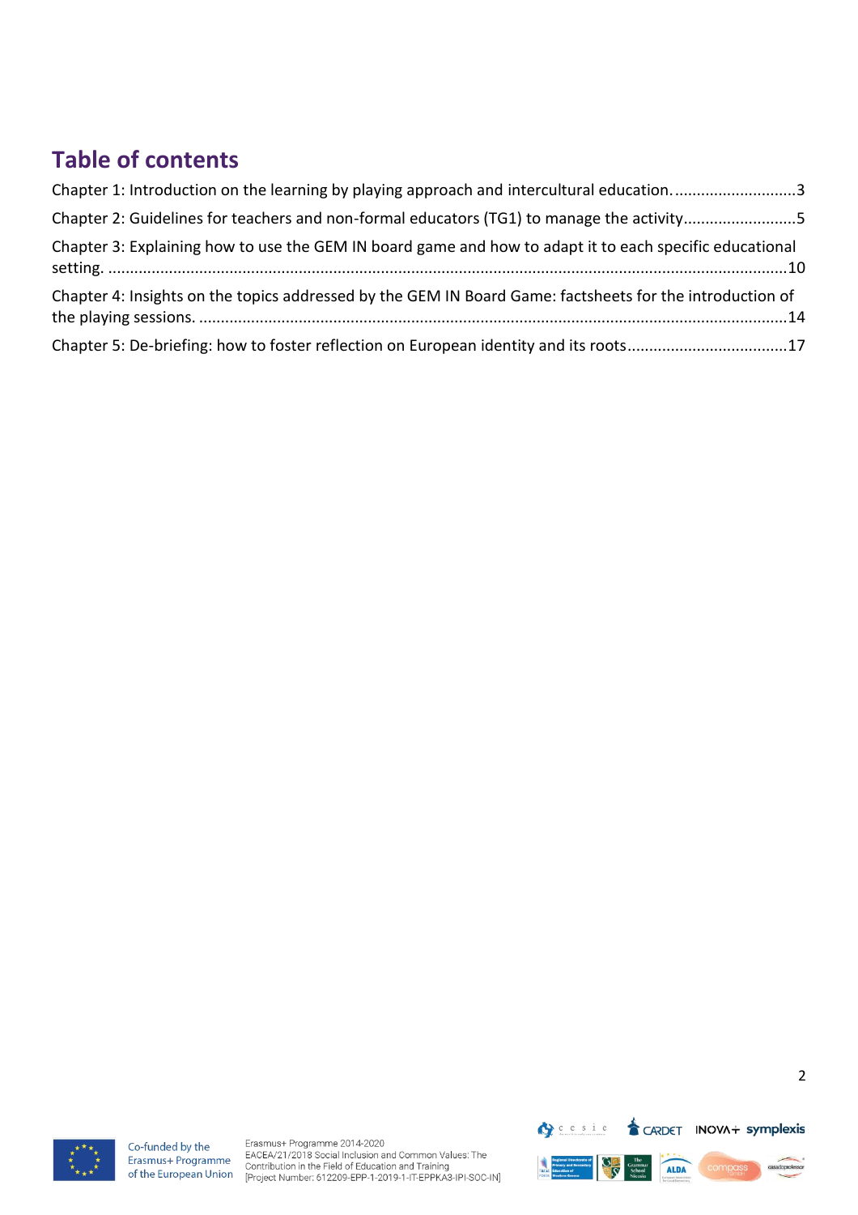## Table of contents

Chapter 1: Introduction on the learning by playing approach and intercultural education. ............................3

Chapter 2: Guidelines for teachers and non-formal educators (TG1) to manage the activity..........................5

Chapter 3: Explaining how to use the GEM IN board game and how to adapt it to each specific educational setting. ..........................................................................................................................................................10

Chapter 4: Insights on the topics addressed by the GEM IN Board Game: factsheets for the introduction of the playing sessions. ......................................................................................................................................14

Chapter 5: De-briefing: how to foster reflection on European identity and its roots....................................17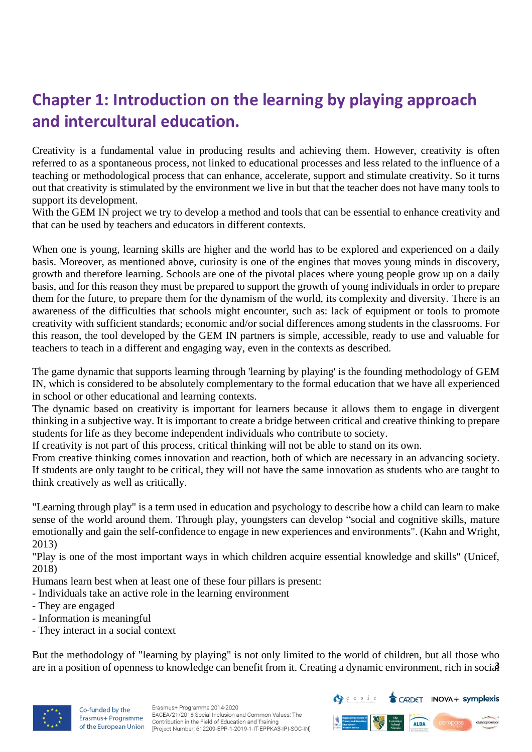# Chapter 1: Introduction on the learning by playing approach and intercultural education.

Creativity is a fundamental value in producing results and achieving them. However, creativity is often referred to as a spontaneous process, not linked to educational processes and less related to the influence of a teaching or methodological process that can enhance, accelerate, support and stimulate creativity. So it turns out that creativity is stimulated by the environment we live in but that the teacher does not have many tools to support its development.
With the GEM IN project we try to develop a method and tools that can be essential to enhance creativity and that can be used by teachers and educators in different contexts.

When one is young, learning skills are higher and the world has to be explored and experienced on a daily basis. Moreover, as mentioned above, curiosity is one of the engines that moves young minds in discovery, growth and therefore learning. Schools are one of the pivotal places where young people grow up on a daily basis, and for this reason they must be prepared to support the growth of young individuals in order to prepare them for the future, to prepare them for the dynamism of the world, its complexity and diversity. There is an awareness of the difficulties that schools might encounter, such as: lack of equipment or tools to promote creativity with sufficient standards; economic and/or social differences among students in the classrooms. For this reason, the tool developed by the GEM IN partners is simple, accessible, ready to use and valuable for teachers to teach in a different and engaging way, even in the contexts as described.

The game dynamic that supports learning through 'learning by playing' is the founding methodology of GEM IN, which is considered to be absolutely complementary to the formal education that we have all experienced in school or other educational and learning contexts.
The dynamic based on creativity is important for learners because it allows them to engage in divergent thinking in a subjective way. It is important to create a bridge between critical and creative thinking to prepare students for life as they become independent individuals who contribute to society.
If creativity is not part of this process, critical thinking will not be able to stand on its own.
From creative thinking comes innovation and reaction, both of which are necessary in an advancing society. If students are only taught to be critical, they will not have the same innovation as students who are taught to think creatively as well as critically.

"Learning through play" is a term used in education and psychology to describe how a child can learn to make sense of the world around them. Through play, youngsters can develop "social and cognitive skills, mature emotionally and gain the self-confidence to engage in new experiences and environments". (Kahn and Wright, 2013)
"Play is one of the most important ways in which children acquire essential knowledge and skills" (Unicef, 2018)
Humans learn best when at least one of these four pillars is present:
- Individuals take an active role in the learning environment
- They are engaged
- Information is meaningful
- They interact in a social context

But the methodology of "learning by playing" is not only limited to the world of children, but all those who are in a position of openness to knowledge can benefit from it. Creating a dynamic environment, rich in social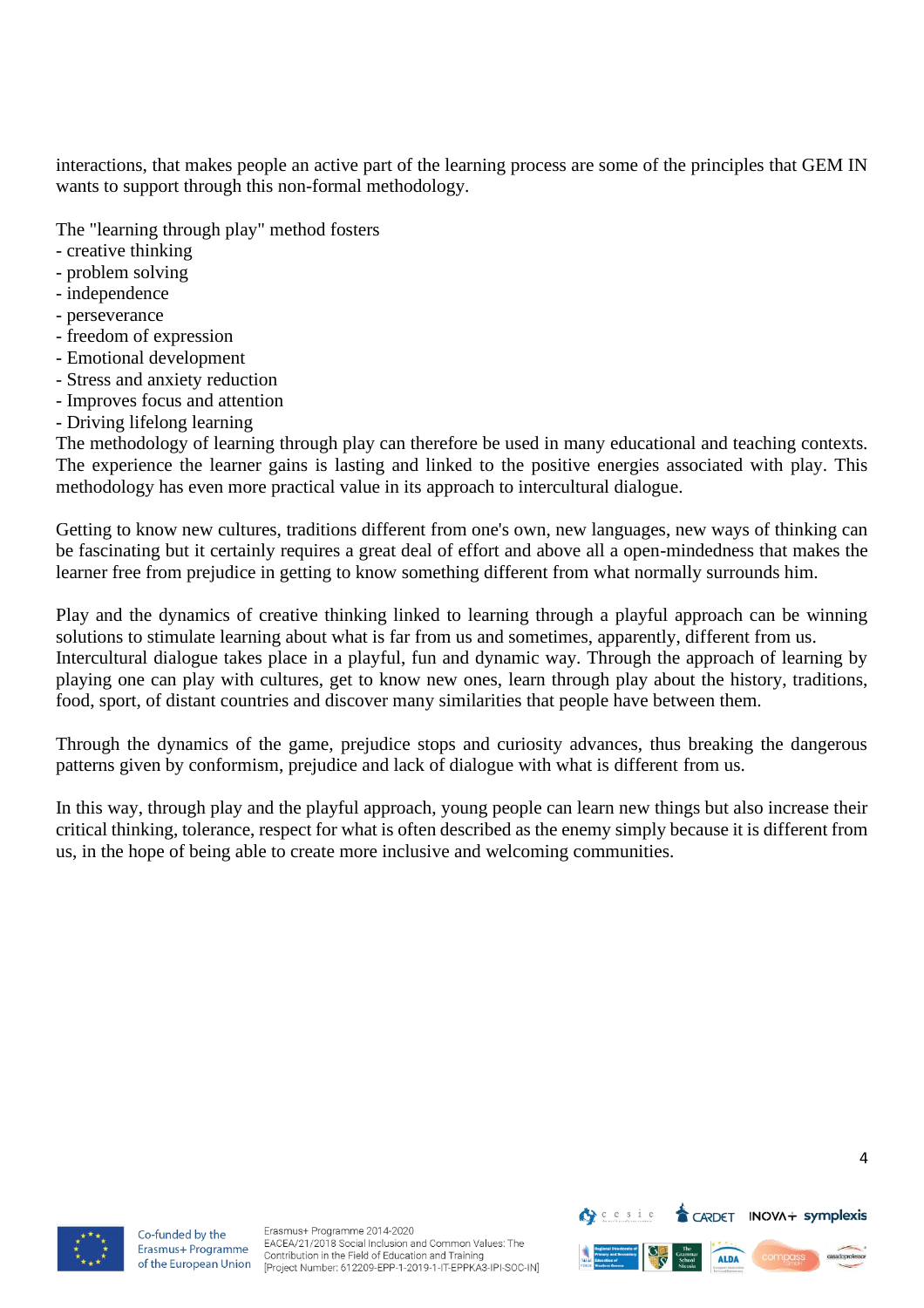interactions, that makes people an active part of the learning process are some of the principles that GEM IN wants to support through this non-formal methodology.

The "learning through play" method fosters
- creative thinking
- problem solving
- independence
- perseverance
- freedom of expression
- Emotional development
- Stress and anxiety reduction
- Improves focus and attention
- Driving lifelong learning

The methodology of learning through play can therefore be used in many educational and teaching contexts. The experience the learner gains is lasting and linked to the positive energies associated with play. This methodology has even more practical value in its approach to intercultural dialogue.

Getting to know new cultures, traditions different from one's own, new languages, new ways of thinking can be fascinating but it certainly requires a great deal of effort and above all a open-mindedness that makes the learner free from prejudice in getting to know something different from what normally surrounds him.

Play and the dynamics of creative thinking linked to learning through a playful approach can be winning solutions to stimulate learning about what is far from us and sometimes, apparently, different from us. Intercultural dialogue takes place in a playful, fun and dynamic way. Through the approach of learning by playing one can play with cultures, get to know new ones, learn through play about the history, traditions, food, sport, of distant countries and discover many similarities that people have between them.

Through the dynamics of the game, prejudice stops and curiosity advances, thus breaking the dangerous patterns given by conformism, prejudice and lack of dialogue with what is different from us.

In this way, through play and the playful approach, young people can learn new things but also increase their critical thinking, tolerance, respect for what is often described as the enemy simply because it is different from us, in the hope of being able to create more inclusive and welcoming communities.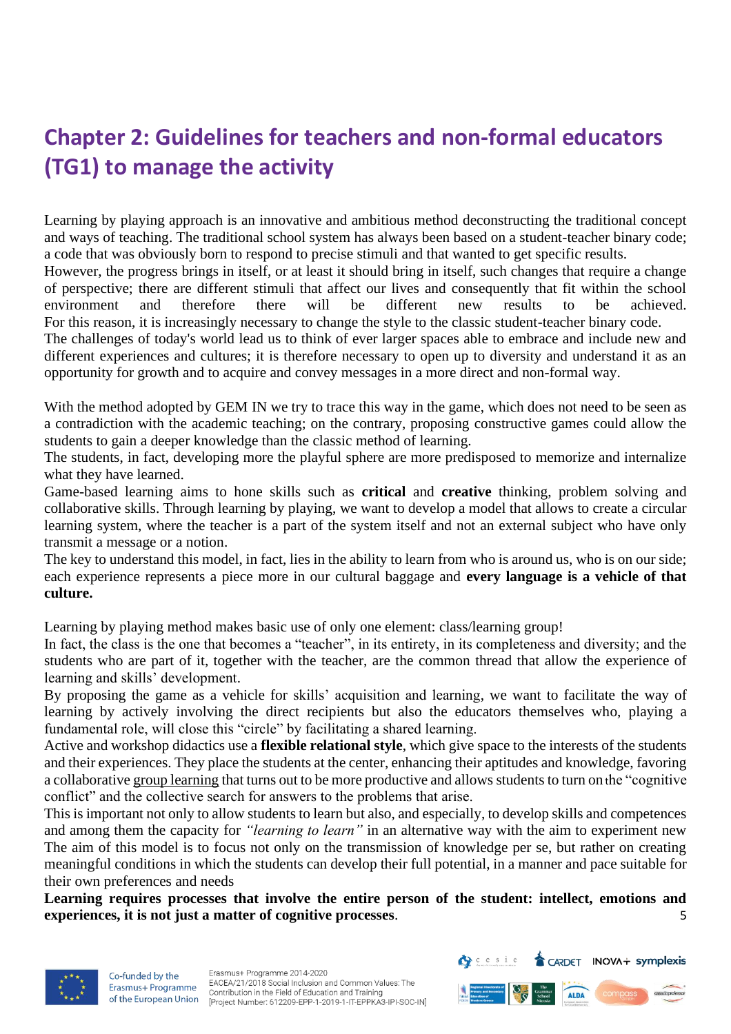# Chapter 2: Guidelines for teachers and non-formal educators (TG1) to manage the activity

Learning by playing approach is an innovative and ambitious method deconstructing the traditional concept and ways of teaching. The traditional school system has always been based on a student-teacher binary code; a code that was obviously born to respond to precise stimuli and that wanted to get specific results.
However, the progress brings in itself, or at least it should bring in itself, such changes that require a change of perspective; there are different stimuli that affect our lives and consequently that fit within the school environment and therefore there will be different new results to be achieved.
For this reason, it is increasingly necessary to change the style to the classic student-teacher binary code.
The challenges of today's world lead us to think of ever larger spaces able to embrace and include new and different experiences and cultures; it is therefore necessary to open up to diversity and understand it as an opportunity for growth and to acquire and convey messages in a more direct and non-formal way.

With the method adopted by GEM IN we try to trace this way in the game, which does not need to be seen as a contradiction with the academic teaching; on the contrary, proposing constructive games could allow the students to gain a deeper knowledge than the classic method of learning.
The students, in fact, developing more the playful sphere are more predisposed to memorize and internalize what they have learned.
Game-based learning aims to hone skills such as **critical** and **creative** thinking, problem solving and collaborative skills. Through learning by playing, we want to develop a model that allows to create a circular learning system, where the teacher is a part of the system itself and not an external subject who have only transmit a message or a notion.
The key to understand this model, in fact, lies in the ability to learn from who is around us, who is on our side; each experience represents a piece more in our cultural baggage and **every language is a vehicle of that culture.**

Learning by playing method makes basic use of only one element: class/learning group!
In fact, the class is the one that becomes a "teacher", in its entirety, in its completeness and diversity; and the students who are part of it, together with the teacher, are the common thread that allow the experience of learning and skills' development.
By proposing the game as a vehicle for skills' acquisition and learning, we want to facilitate the way of learning by actively involving the direct recipients but also the educators themselves who, playing a fundamental role, will close this "circle" by facilitating a shared learning.
Active and workshop didactics use a **flexible relational style**, which give space to the interests of the students and their experiences. They place the students at the center, enhancing their aptitudes and knowledge, favoring a collaborative group learning that turns out to be more productive and allows students to turn on the "cognitive conflict" and the collective search for answers to the problems that arise.
This is important not only to allow students to learn but also, and especially, to develop skills and competences and among them the capacity for *"learning to learn"* in an alternative way with the aim to experiment new
The aim of this model is to focus not only on the transmission of knowledge per se, but rather on creating meaningful conditions in which the students can develop their full potential, in a manner and pace suitable for their own preferences and needs
**Learning requires processes that involve the entire person of the student: intellect, emotions and experiences, it is not just a matter of cognitive processes**.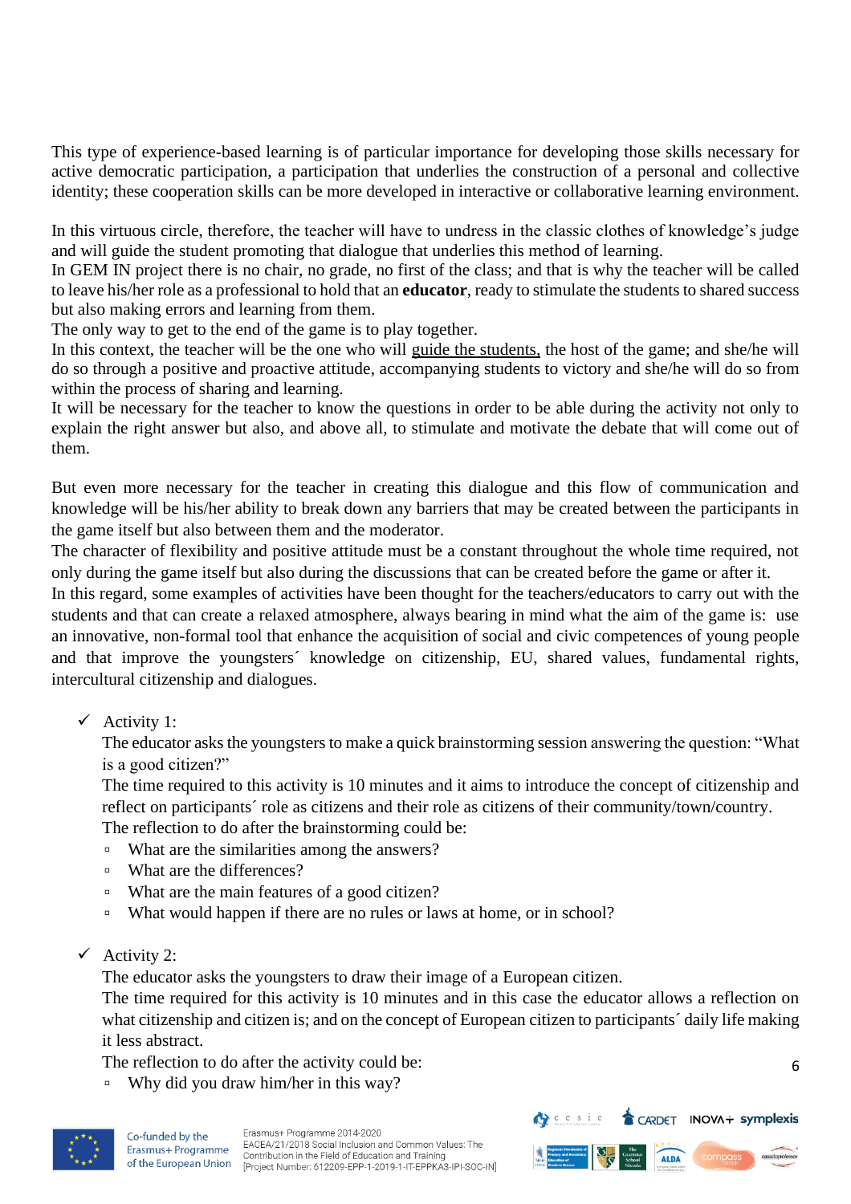This type of experience-based learning is of particular importance for developing those skills necessary for active democratic participation, a participation that underlies the construction of a personal and collective identity; these cooperation skills can be more developed in interactive or collaborative learning environment.

In this virtuous circle, therefore, the teacher will have to undress in the classic clothes of knowledge's judge and will guide the student promoting that dialogue that underlies this method of learning.
In GEM IN project there is no chair, no grade, no first of the class; and that is why the teacher will be called to leave his/her role as a professional to hold that an **educator**, ready to stimulate the students to shared success but also making errors and learning from them.
The only way to get to the end of the game is to play together.
In this context, the teacher will be the one who will guide the students, the host of the game; and she/he will do so through a positive and proactive attitude, accompanying students to victory and she/he will do so from within the process of sharing and learning.
It will be necessary for the teacher to know the questions in order to be able during the activity not only to explain the right answer but also, and above all, to stimulate and motivate the debate that will come out of them.

But even more necessary for the teacher in creating this dialogue and this flow of communication and knowledge will be his/her ability to break down any barriers that may be created between the participants in the game itself but also between them and the moderator.
The character of flexibility and positive attitude must be a constant throughout the whole time required, not only during the game itself but also during the discussions that can be created before the game or after it.
In this regard, some examples of activities have been thought for the teachers/educators to carry out with the students and that can create a relaxed atmosphere, always bearing in mind what the aim of the game is: use an innovative, non-formal tool that enhance the acquisition of social and civic competences of young people and that improve the youngsters´ knowledge on citizenship, EU, shared values, fundamental rights, intercultural citizenship and dialogues.

- ✓ Activity 1:
  The educator asks the youngsters to make a quick brainstorming session answering the question: "What is a good citizen?"
  The time required to this activity is 10 minutes and it aims to introduce the concept of citizenship and reflect on participants´ role as citizens and their role as citizens of their community/town/country.
  The reflection to do after the brainstorming could be:
  - What are the similarities among the answers?
  - What are the differences?
  - What are the main features of a good citizen?
  - What would happen if there are no rules or laws at home, or in school?

- ✓ Activity 2:
  The educator asks the youngsters to draw their image of a European citizen.
  The time required for this activity is 10 minutes and in this case the educator allows a reflection on what citizenship and citizen is; and on the concept of European citizen to participants´ daily life making it less abstract.
  The reflection to do after the activity could be:
  - Why did you draw him/her in this way?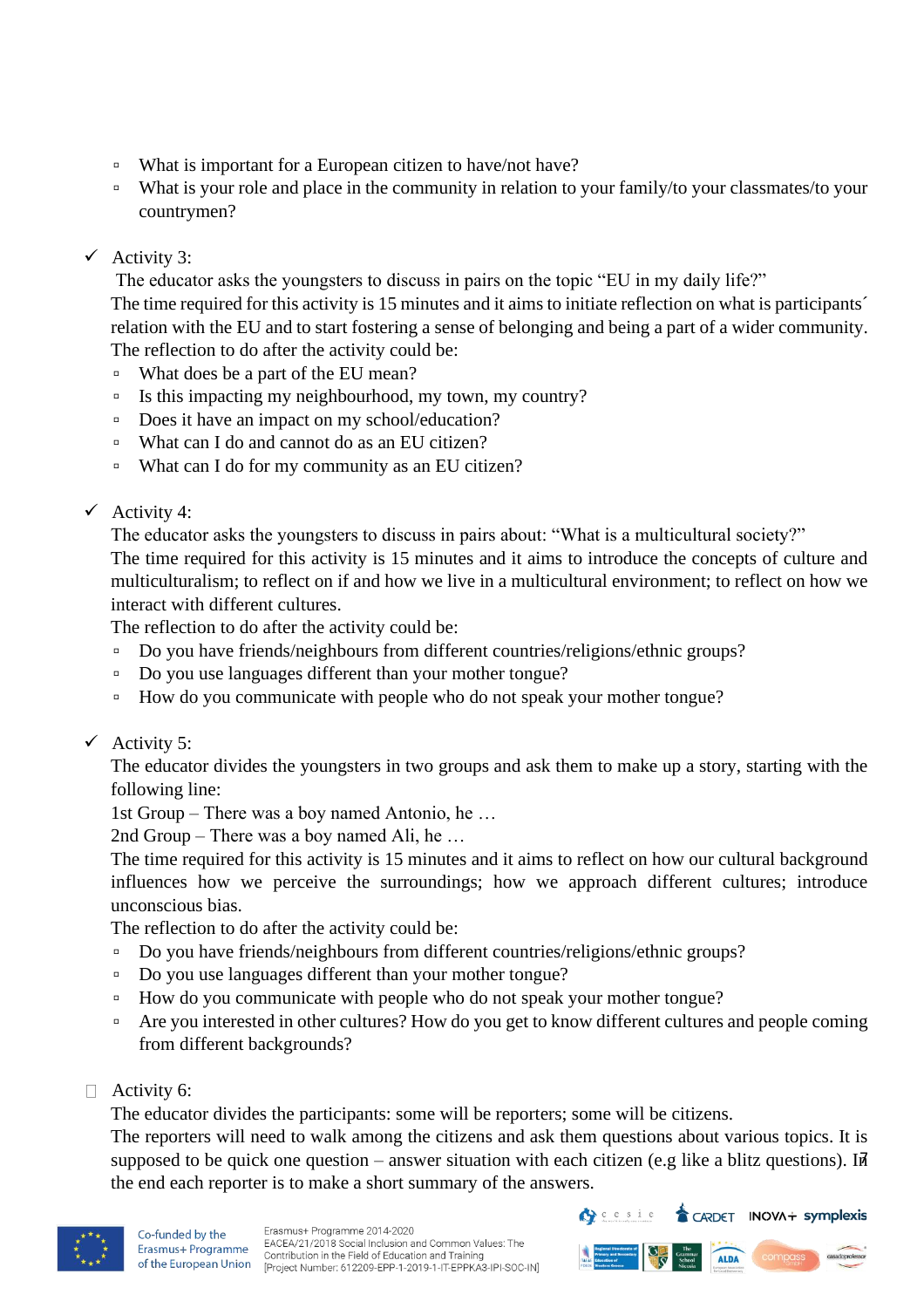- What is important for a European citizen to have/not have?
- What is your role and place in the community in relation to your family/to your classmates/to your countrymen?

✓ Activity 3:

The educator asks the youngsters to discuss in pairs on the topic "EU in my daily life?"

The time required for this activity is 15 minutes and it aims to initiate reflection on what is participants´ relation with the EU and to start fostering a sense of belonging and being a part of a wider community.

The reflection to do after the activity could be:

- What does be a part of the EU mean?
- Is this impacting my neighbourhood, my town, my country?
- Does it have an impact on my school/education?
- What can I do and cannot do as an EU citizen?
- What can I do for my community as an EU citizen?

✓ Activity 4:

The educator asks the youngsters to discuss in pairs about: "What is a multicultural society?"

The time required for this activity is 15 minutes and it aims to introduce the concepts of culture and multiculturalism; to reflect on if and how we live in a multicultural environment; to reflect on how we interact with different cultures.

The reflection to do after the activity could be:

- Do you have friends/neighbours from different countries/religions/ethnic groups?
- Do you use languages different than your mother tongue?
- How do you communicate with people who do not speak your mother tongue?

✓ Activity 5:

The educator divides the youngsters in two groups and ask them to make up a story, starting with the following line:

1st Group – There was a boy named Antonio, he …

2nd Group – There was a boy named Ali, he …

The time required for this activity is 15 minutes and it aims to reflect on how our cultural background influences how we perceive the surroundings; how we approach different cultures; introduce unconscious bias.

The reflection to do after the activity could be:

- Do you have friends/neighbours from different countries/religions/ethnic groups?
- Do you use languages different than your mother tongue?
- How do you communicate with people who do not speak your mother tongue?
- Are you interested in other cultures? How do you get to know different cultures and people coming from different backgrounds?

☐ Activity 6:

The educator divides the participants: some will be reporters; some will be citizens.

The reporters will need to walk among the citizens and ask them questions about various topics. It is supposed to be quick one question – answer situation with each citizen (e.g like a blitz questions). In the end each reporter is to make a short summary of the answers.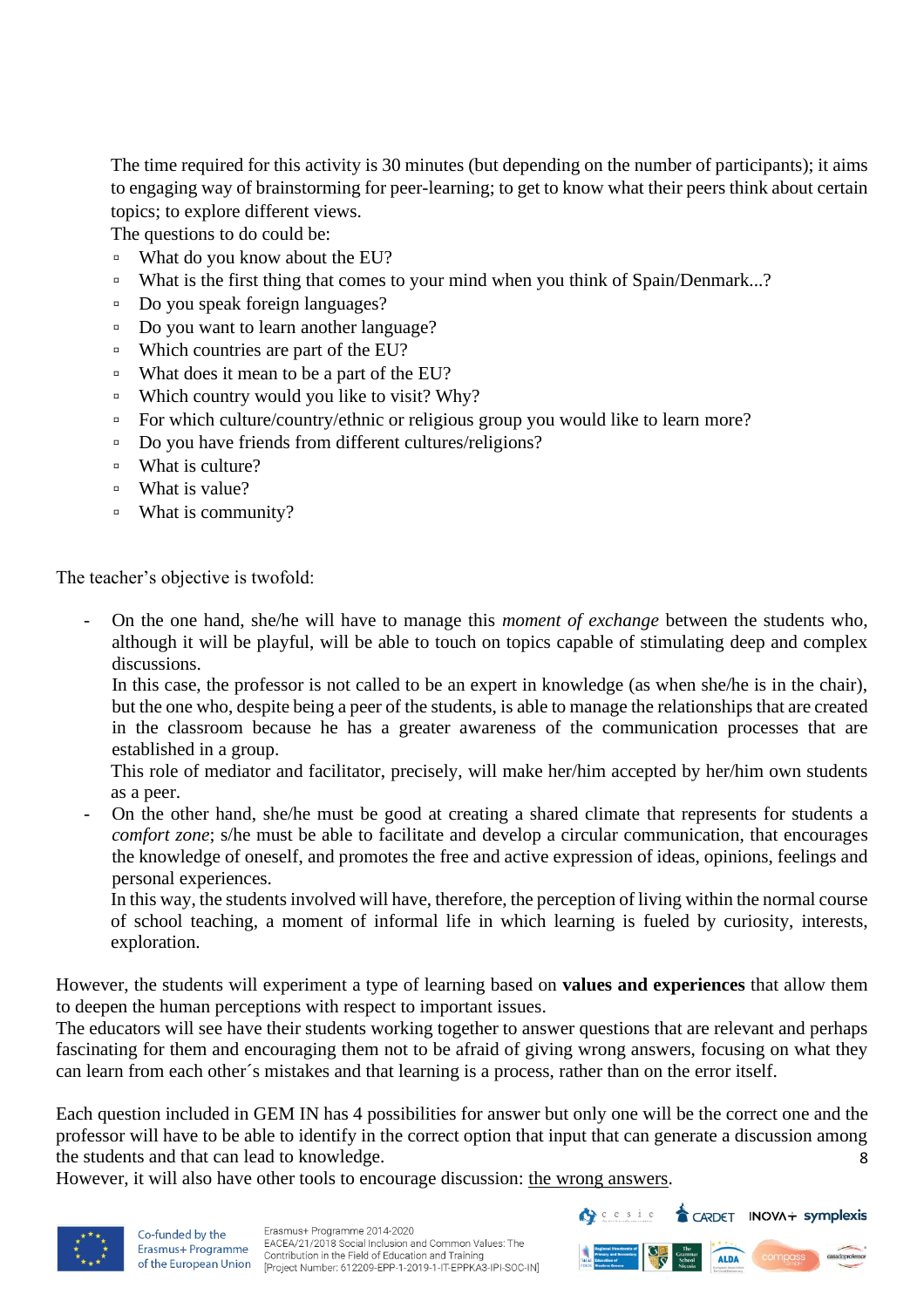The time required for this activity is 30 minutes (but depending on the number of participants); it aims to engaging way of brainstorming for peer-learning; to get to know what their peers think about certain topics; to explore different views.

The questions to do could be:

- What do you know about the EU?
- What is the first thing that comes to your mind when you think of Spain/Denmark...?
- Do you speak foreign languages?
- Do you want to learn another language?
- Which countries are part of the EU?
- What does it mean to be a part of the EU?
- Which country would you like to visit? Why?
- For which culture/country/ethnic or religious group you would like to learn more?
- Do you have friends from different cultures/religions?
- What is culture?
- What is value?
- What is community?

The teacher's objective is twofold:

- On the one hand, she/he will have to manage this *moment of exchange* between the students who, although it will be playful, will be able to touch on topics capable of stimulating deep and complex discussions.

  In this case, the professor is not called to be an expert in knowledge (as when she/he is in the chair), but the one who, despite being a peer of the students, is able to manage the relationships that are created in the classroom because he has a greater awareness of the communication processes that are established in a group.

  This role of mediator and facilitator, precisely, will make her/him accepted by her/him own students as a peer.
- On the other hand, she/he must be good at creating a shared climate that represents for students a *comfort zone*; s/he must be able to facilitate and develop a circular communication, that encourages the knowledge of oneself, and promotes the free and active expression of ideas, opinions, feelings and personal experiences.

  In this way, the students involved will have, therefore, the perception of living within the normal course of school teaching, a moment of informal life in which learning is fueled by curiosity, interests, exploration.

However, the students will experiment a type of learning based on **values and experiences** that allow them to deepen the human perceptions with respect to important issues.

The educators will see have their students working together to answer questions that are relevant and perhaps fascinating for them and encouraging them not to be afraid of giving wrong answers, focusing on what they can learn from each other´s mistakes and that learning is a process, rather than on the error itself.

Each question included in GEM IN has 4 possibilities for answer but only one will be the correct one and the professor will have to be able to identify in the correct option that input that can generate a discussion among the students and that can lead to knowledge.

However, it will also have other tools to encourage discussion: <u>the wrong answers</u>.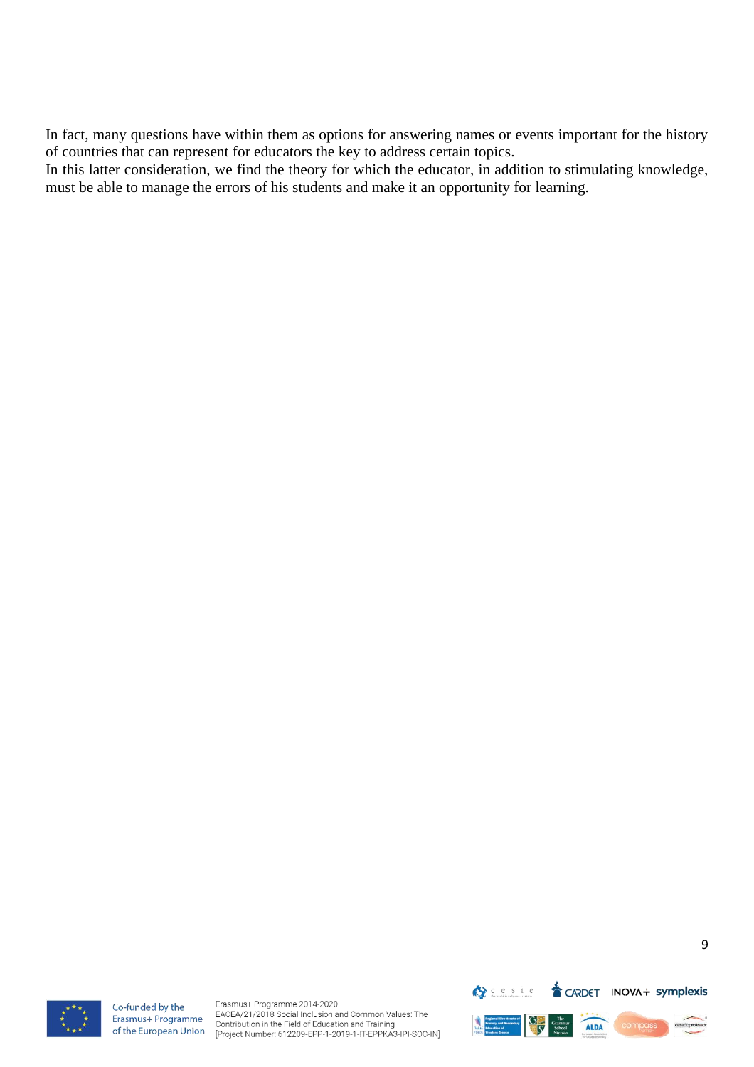In fact, many questions have within them as options for answering names or events important for the history of countries that can represent for educators the key to address certain topics.
In this latter consideration, we find the theory for which the educator, in addition to stimulating knowledge, must be able to manage the errors of his students and make it an opportunity for learning.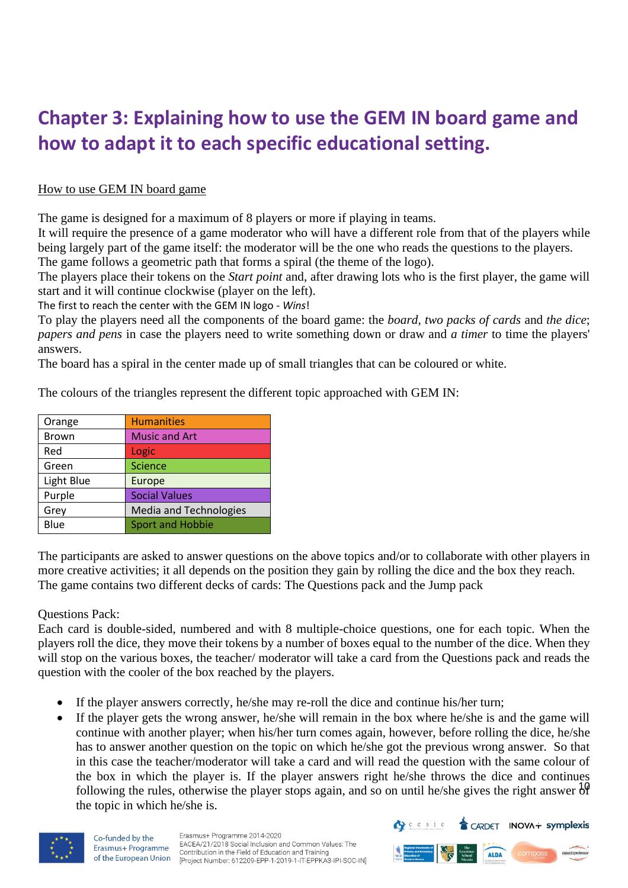# Chapter 3: Explaining how to use the GEM IN board game and how to adapt it to each specific educational setting.

How to use GEM IN board game

The game is designed for a maximum of 8 players or more if playing in teams.
It will require the presence of a game moderator who will have a different role from that of the players while being largely part of the game itself: the moderator will be the one who reads the questions to the players.
The game follows a geometric path that forms a spiral (the theme of the logo).
The players place their tokens on the *Start point* and, after drawing lots who is the first player, the game will start and it will continue clockwise (player on the left).
The first to reach the center with the GEM IN logo - *Wins*!
To play the players need all the components of the board game: the *board*, *two packs of cards* and *the dice*; *papers and pens* in case the players need to write something down or draw and *a timer* to time the players' answers.
The board has a spiral in the center made up of small triangles that can be coloured or white.

The colours of the triangles represent the different topic approached with GEM IN:

| | |
|---|---|
| Orange | Humanities |
| Brown | Music and Art |
| Red | Logic |
| Green | Science |
| Light Blue | Europe |
| Purple | Social Values |
| Grey | Media and Technologies |
| Blue | Sport and Hobbie |

The participants are asked to answer questions on the above topics and/or to collaborate with other players in more creative activities; it all depends on the position they gain by rolling the dice and the box they reach.
The game contains two different decks of cards: The Questions pack and the Jump pack

Questions Pack:
Each card is double-sided, numbered and with 8 multiple-choice questions, one for each topic. When the players roll the dice, they move their tokens by a number of boxes equal to the number of the dice. When they will stop on the various boxes, the teacher/ moderator will take a card from the Questions pack and reads the question with the cooler of the box reached by the players.

- If the player answers correctly, he/she may re-roll the dice and continue his/her turn;
- If the player gets the wrong answer, he/she will remain in the box where he/she is and the game will continue with another player; when his/her turn comes again, however, before rolling the dice, he/she has to answer another question on the topic on which he/she got the previous wrong answer. So that in this case the teacher/moderator will take a card and will read the question with the same colour of the box in which the player is. If the player answers right he/she throws the dice and continues following the rules, otherwise the player stops again, and so on until he/she gives the right answer of the topic in which he/she is.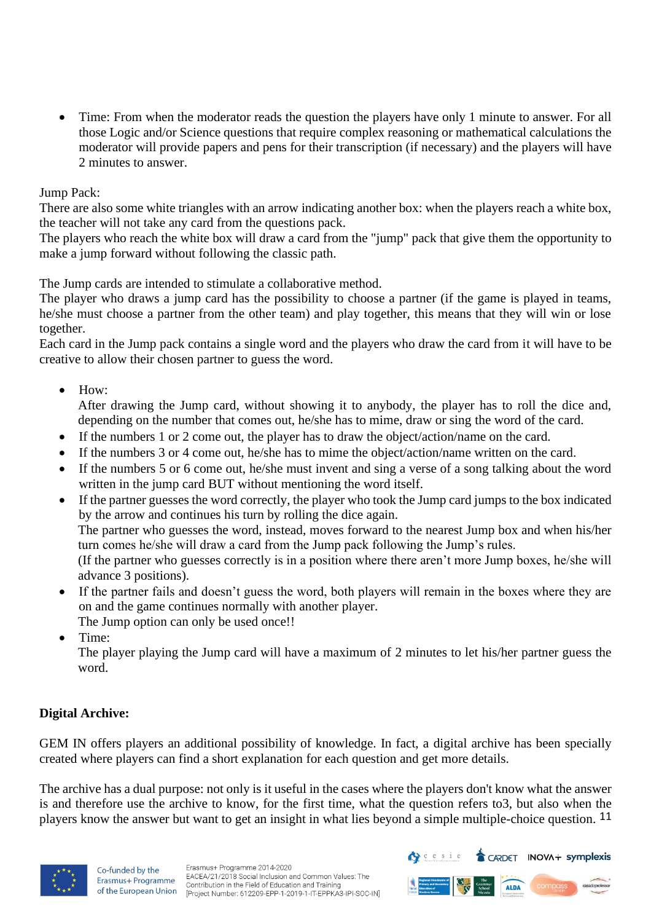- Time: From when the moderator reads the question the players have only 1 minute to answer. For all those Logic and/or Science questions that require complex reasoning or mathematical calculations the moderator will provide papers and pens for their transcription (if necessary) and the players will have 2 minutes to answer.

Jump Pack:
There are also some white triangles with an arrow indicating another box: when the players reach a white box, the teacher will not take any card from the questions pack.
The players who reach the white box will draw a card from the "jump" pack that give them the opportunity to make a jump forward without following the classic path.

The Jump cards are intended to stimulate a collaborative method.
The player who draws a jump card has the possibility to choose a partner (if the game is played in teams, he/she must choose a partner from the other team) and play together, this means that they will win or lose together.
Each card in the Jump pack contains a single word and the players who draw the card from it will have to be creative to allow their chosen partner to guess the word.

- How:
  After drawing the Jump card, without showing it to anybody, the player has to roll the dice and, depending on the number that comes out, he/she has to mime, draw or sing the word of the card.
- If the numbers 1 or 2 come out, the player has to draw the object/action/name on the card.
- If the numbers 3 or 4 come out, he/she has to mime the object/action/name written on the card.
- If the numbers 5 or 6 come out, he/she must invent and sing a verse of a song talking about the word written in the jump card BUT without mentioning the word itself.
- If the partner guesses the word correctly, the player who took the Jump card jumps to the box indicated by the arrow and continues his turn by rolling the dice again.
  The partner who guesses the word, instead, moves forward to the nearest Jump box and when his/her turn comes he/she will draw a card from the Jump pack following the Jump's rules.
  (If the partner who guesses correctly is in a position where there aren't more Jump boxes, he/she will advance 3 positions).
- If the partner fails and doesn't guess the word, both players will remain in the boxes where they are on and the game continues normally with another player.
  The Jump option can only be used once!!
- Time:
  The player playing the Jump card will have a maximum of 2 minutes to let his/her partner guess the word.

**Digital Archive:**

GEM IN offers players an additional possibility of knowledge. In fact, a digital archive has been specially created where players can find a short explanation for each question and get more details.

The archive has a dual purpose: not only is it useful in the cases where the players don't know what the answer is and therefore use the archive to know, for the first time, what the question refers to3, but also when the players know the answer but want to get an insight in what lies beyond a simple multiple-choice question.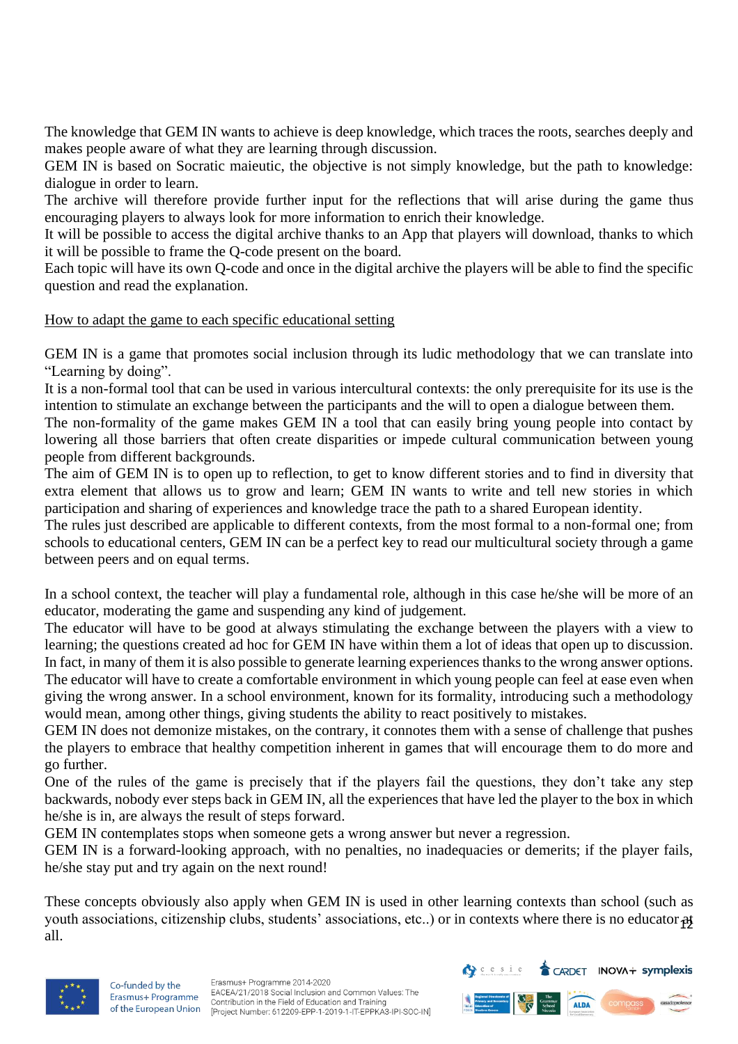The knowledge that GEM IN wants to achieve is deep knowledge, which traces the roots, searches deeply and makes people aware of what they are learning through discussion.

GEM IN is based on Socratic maieutic, the objective is not simply knowledge, but the path to knowledge: dialogue in order to learn.

The archive will therefore provide further input for the reflections that will arise during the game thus encouraging players to always look for more information to enrich their knowledge.

It will be possible to access the digital archive thanks to an App that players will download, thanks to which it will be possible to frame the Q-code present on the board.

Each topic will have its own Q-code and once in the digital archive the players will be able to find the specific question and read the explanation.

<u>How to adapt the game to each specific educational setting</u>

GEM IN is a game that promotes social inclusion through its ludic methodology that we can translate into "Learning by doing".

It is a non-formal tool that can be used in various intercultural contexts: the only prerequisite for its use is the intention to stimulate an exchange between the participants and the will to open a dialogue between them.

The non-formality of the game makes GEM IN a tool that can easily bring young people into contact by lowering all those barriers that often create disparities or impede cultural communication between young people from different backgrounds.

The aim of GEM IN is to open up to reflection, to get to know different stories and to find in diversity that extra element that allows us to grow and learn; GEM IN wants to write and tell new stories in which participation and sharing of experiences and knowledge trace the path to a shared European identity.

The rules just described are applicable to different contexts, from the most formal to a non-formal one; from schools to educational centers, GEM IN can be a perfect key to read our multicultural society through a game between peers and on equal terms.

In a school context, the teacher will play a fundamental role, although in this case he/she will be more of an educator, moderating the game and suspending any kind of judgement.

The educator will have to be good at always stimulating the exchange between the players with a view to learning; the questions created ad hoc for GEM IN have within them a lot of ideas that open up to discussion. In fact, in many of them it is also possible to generate learning experiences thanks to the wrong answer options.

The educator will have to create a comfortable environment in which young people can feel at ease even when giving the wrong answer. In a school environment, known for its formality, introducing such a methodology would mean, among other things, giving students the ability to react positively to mistakes.

GEM IN does not demonize mistakes, on the contrary, it connotes them with a sense of challenge that pushes the players to embrace that healthy competition inherent in games that will encourage them to do more and go further.

One of the rules of the game is precisely that if the players fail the questions, they don't take any step backwards, nobody ever steps back in GEM IN, all the experiences that have led the player to the box in which he/she is in, are always the result of steps forward.

GEM IN contemplates stops when someone gets a wrong answer but never a regression.

GEM IN is a forward-looking approach, with no penalties, no inadequacies or demerits; if the player fails, he/she stay put and try again on the next round!

These concepts obviously also apply when GEM IN is used in other learning contexts than school (such as youth associations, citizenship clubs, students' associations, etc..) or in contexts where there is no educator at all.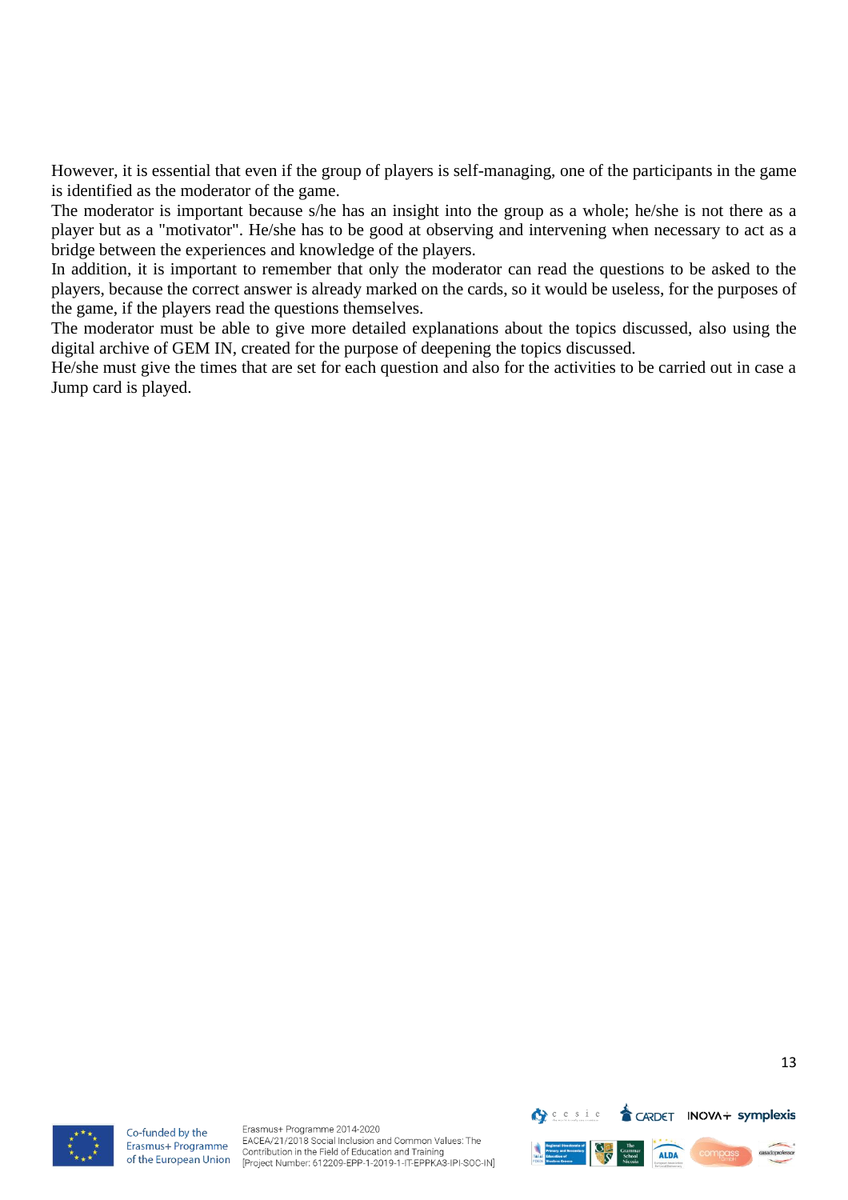However, it is essential that even if the group of players is self-managing, one of the participants in the game is identified as the moderator of the game.

The moderator is important because s/he has an insight into the group as a whole; he/she is not there as a player but as a "motivator". He/she has to be good at observing and intervening when necessary to act as a bridge between the experiences and knowledge of the players.

In addition, it is important to remember that only the moderator can read the questions to be asked to the players, because the correct answer is already marked on the cards, so it would be useless, for the purposes of the game, if the players read the questions themselves.

The moderator must be able to give more detailed explanations about the topics discussed, also using the digital archive of GEM IN, created for the purpose of deepening the topics discussed.

He/she must give the times that are set for each question and also for the activities to be carried out in case a Jump card is played.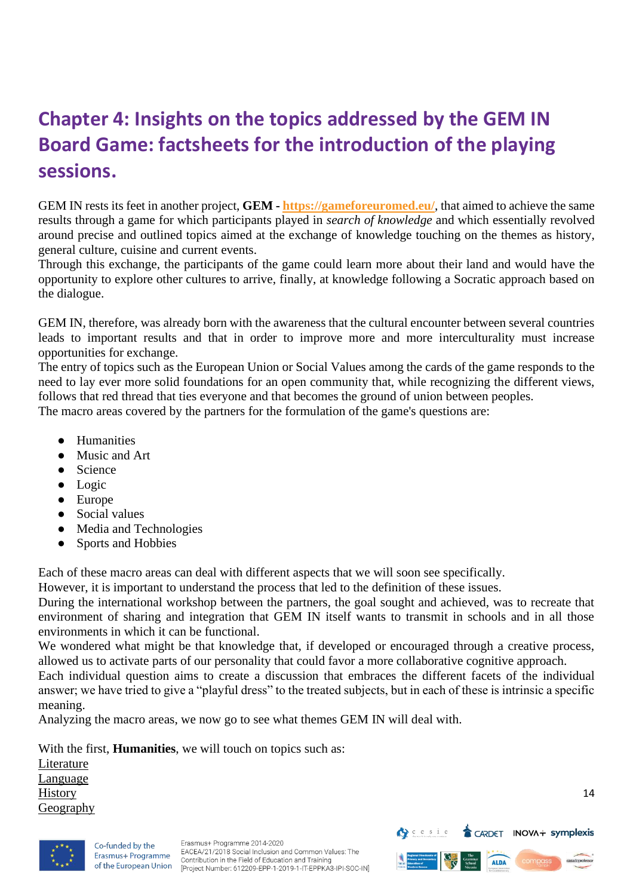# Chapter 4: Insights on the topics addressed by the GEM IN Board Game: factsheets for the introduction of the playing sessions.

GEM IN rests its feet in another project, **GEM** - https://gameforeuromed.eu/, that aimed to achieve the same results through a game for which participants played in *search of knowledge* and which essentially revolved around precise and outlined topics aimed at the exchange of knowledge touching on the themes as history, general culture, cuisine and current events.
Through this exchange, the participants of the game could learn more about their land and would have the opportunity to explore other cultures to arrive, finally, at knowledge following a Socratic approach based on the dialogue.

GEM IN, therefore, was already born with the awareness that the cultural encounter between several countries leads to important results and that in order to improve more and more interculturality must increase opportunities for exchange.
The entry of topics such as the European Union or Social Values among the cards of the game responds to the need to lay ever more solid foundations for an open community that, while recognizing the different views, follows that red thread that ties everyone and that becomes the ground of union between peoples.
The macro areas covered by the partners for the formulation of the game's questions are:

- Humanities
- Music and Art
- Science
- Logic
- Europe
- Social values
- Media and Technologies
- Sports and Hobbies

Each of these macro areas can deal with different aspects that we will soon see specifically.
However, it is important to understand the process that led to the definition of these issues.
During the international workshop between the partners, the goal sought and achieved, was to recreate that environment of sharing and integration that GEM IN itself wants to transmit in schools and in all those environments in which it can be functional.
We wondered what might be that knowledge that, if developed or encouraged through a creative process, allowed us to activate parts of our personality that could favor a more collaborative cognitive approach.
Each individual question aims to create a discussion that embraces the different facets of the individual answer; we have tried to give a "playful dress" to the treated subjects, but in each of these is intrinsic a specific meaning.
Analyzing the macro areas, we now go to see what themes GEM IN will deal with.

With the first, **Humanities**, we will touch on topics such as:
<u>Literature</u>
<u>Language</u>
<u>History</u>
<u>Geography</u>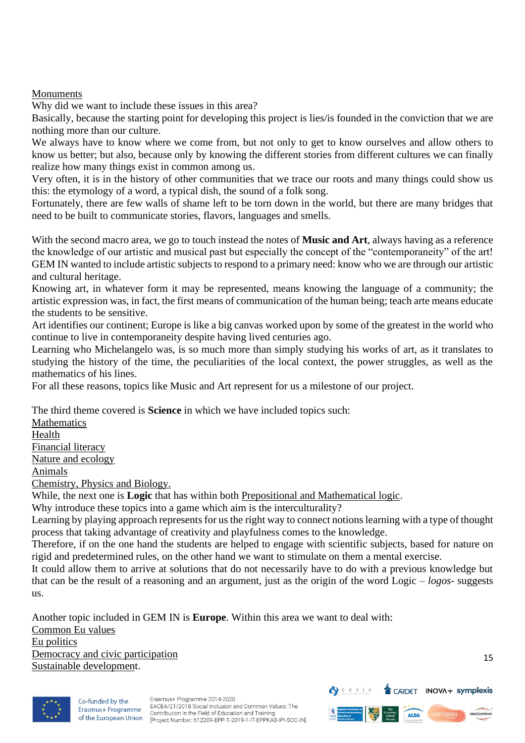<u>Monuments</u>

Why did we want to include these issues in this area?

Basically, because the starting point for developing this project is lies/is founded in the conviction that we are nothing more than our culture.

We always have to know where we come from, but not only to get to know ourselves and allow others to know us better; but also, because only by knowing the different stories from different cultures we can finally realize how many things exist in common among us.

Very often, it is in the history of other communities that we trace our roots and many things could show us this: the etymology of a word, a typical dish, the sound of a folk song.

Fortunately, there are few walls of shame left to be torn down in the world, but there are many bridges that need to be built to communicate stories, flavors, languages and smells.

With the second macro area, we go to touch instead the notes of **Music and Art**, always having as a reference the knowledge of our artistic and musical past but especially the concept of the "contemporaneity" of the art!

GEM IN wanted to include artistic subjects to respond to a primary need: know who we are through our artistic and cultural heritage.

Knowing art, in whatever form it may be represented, means knowing the language of a community; the artistic expression was, in fact, the first means of communication of the human being; teach arte means educate the students to be sensitive.

Art identifies our continent; Europe is like a big canvas worked upon by some of the greatest in the world who continue to live in contemporaneity despite having lived centuries ago.

Learning who Michelangelo was, is so much more than simply studying his works of art, as it translates to studying the history of the time, the peculiarities of the local context, the power struggles, as well as the mathematics of his lines.

For all these reasons, topics like Music and Art represent for us a milestone of our project.

The third theme covered is **Science** in which we have included topics such:

<u>Mathematics</u>
<u>Health</u>
<u>Financial literacy</u>
<u>Nature and ecology</u>
<u>Animals</u>
<u>Chemistry, Physics and Biology.</u>

While, the next one is **Logic** that has within both <u>Prepositional and Mathematical logic</u>.

Why introduce these topics into a game which aim is the interculturality?

Learning by playing approach represents for us the right way to connect notions learning with a type of thought process that taking advantage of creativity and playfulness comes to the knowledge.

Therefore, if on the one hand the students are helped to engage with scientific subjects, based for nature on rigid and predetermined rules, on the other hand we want to stimulate on them a mental exercise.

It could allow them to arrive at solutions that do not necessarily have to do with a previous knowledge but that can be the result of a reasoning and an argument, just as the origin of the word Logic – *logos*- suggests us.

Another topic included in GEM IN is **Europe**. Within this area we want to deal with:

<u>Common Eu values</u>
<u>Eu politics</u>
<u>Democracy and civic participation</u>
<u>Sustainable development</u>.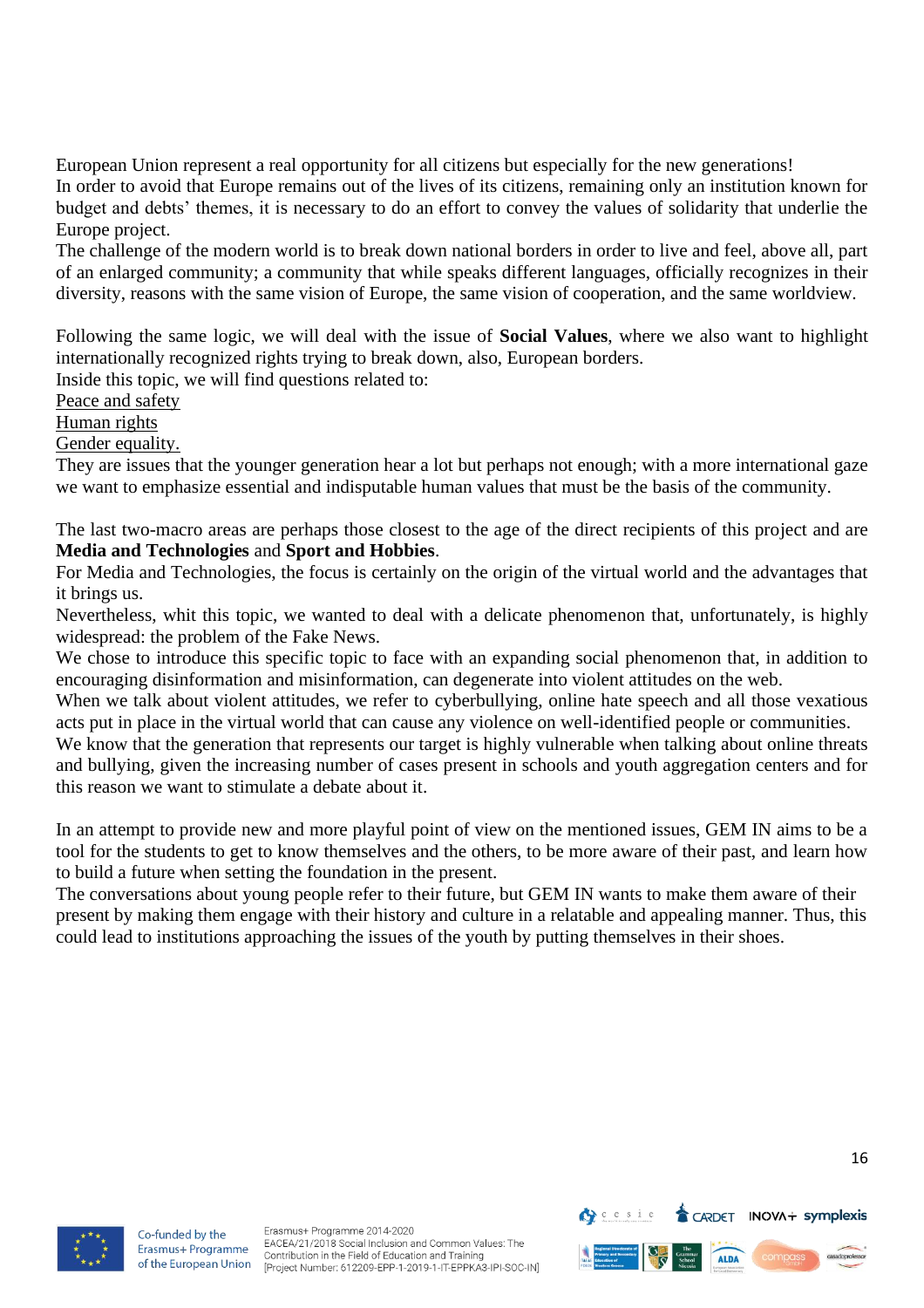European Union represent a real opportunity for all citizens but especially for the new generations!
In order to avoid that Europe remains out of the lives of its citizens, remaining only an institution known for budget and debts' themes, it is necessary to do an effort to convey the values of solidarity that underlie the Europe project.
The challenge of the modern world is to break down national borders in order to live and feel, above all, part of an enlarged community; a community that while speaks different languages, officially recognizes in their diversity, reasons with the same vision of Europe, the same vision of cooperation, and the same worldview.

Following the same logic, we will deal with the issue of **Social Values**, where we also want to highlight internationally recognized rights trying to break down, also, European borders.
Inside this topic, we will find questions related to:
<u>Peace and safety</u>
<u>Human rights</u>
<u>Gender equality.</u>
They are issues that the younger generation hear a lot but perhaps not enough; with a more international gaze we want to emphasize essential and indisputable human values that must be the basis of the community.

The last two-macro areas are perhaps those closest to the age of the direct recipients of this project and are **Media and Technologies** and **Sport and Hobbies**.
For Media and Technologies, the focus is certainly on the origin of the virtual world and the advantages that it brings us.
Nevertheless, whit this topic, we wanted to deal with a delicate phenomenon that, unfortunately, is highly widespread: the problem of the Fake News.
We chose to introduce this specific topic to face with an expanding social phenomenon that, in addition to encouraging disinformation and misinformation, can degenerate into violent attitudes on the web.
When we talk about violent attitudes, we refer to cyberbullying, online hate speech and all those vexatious acts put in place in the virtual world that can cause any violence on well-identified people or communities.
We know that the generation that represents our target is highly vulnerable when talking about online threats and bullying, given the increasing number of cases present in schools and youth aggregation centers and for this reason we want to stimulate a debate about it.

In an attempt to provide new and more playful point of view on the mentioned issues, GEM IN aims to be a tool for the students to get to know themselves and the others, to be more aware of their past, and learn how to build a future when setting the foundation in the present.
The conversations about young people refer to their future, but GEM IN wants to make them aware of their present by making them engage with their history and culture in a relatable and appealing manner. Thus, this could lead to institutions approaching the issues of the youth by putting themselves in their shoes.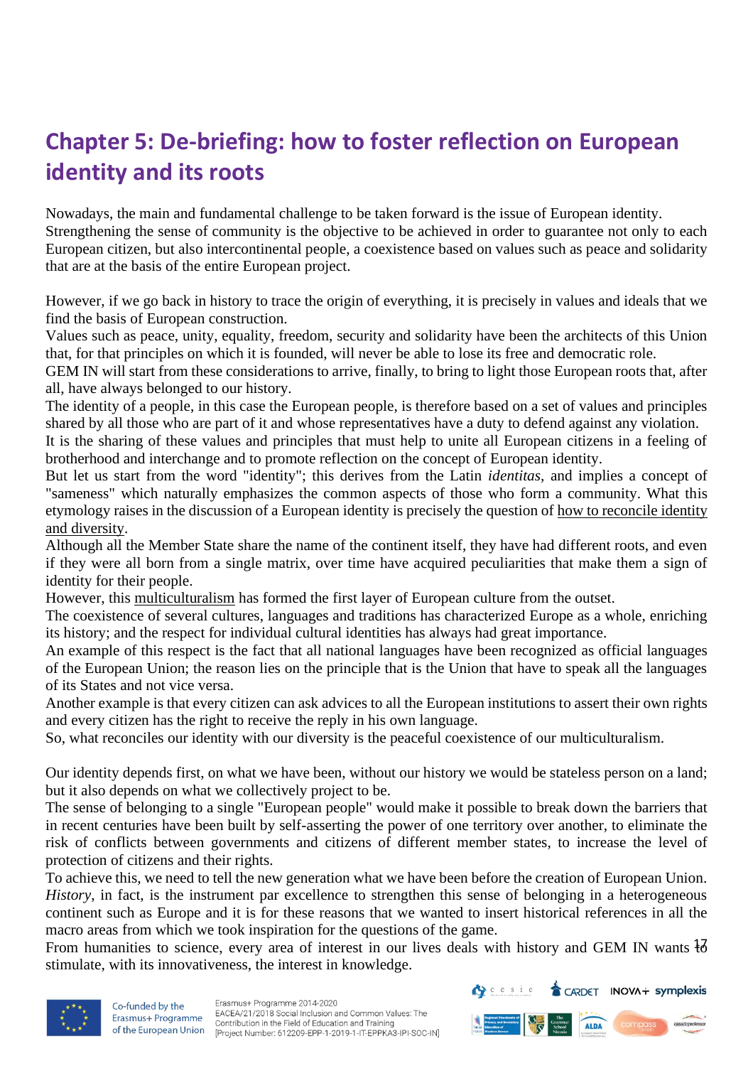## Chapter 5: De-briefing: how to foster reflection on European identity and its roots

Nowadays, the main and fundamental challenge to be taken forward is the issue of European identity. Strengthening the sense of community is the objective to be achieved in order to guarantee not only to each European citizen, but also intercontinental people, a coexistence based on values such as peace and solidarity that are at the basis of the entire European project.

However, if we go back in history to trace the origin of everything, it is precisely in values and ideals that we find the basis of European construction.
Values such as peace, unity, equality, freedom, security and solidarity have been the architects of this Union that, for that principles on which it is founded, will never be able to lose its free and democratic role.
GEM IN will start from these considerations to arrive, finally, to bring to light those European roots that, after all, have always belonged to our history.
The identity of a people, in this case the European people, is therefore based on a set of values and principles shared by all those who are part of it and whose representatives have a duty to defend against any violation.
It is the sharing of these values and principles that must help to unite all European citizens in a feeling of brotherhood and interchange and to promote reflection on the concept of European identity.
But let us start from the word "identity"; this derives from the Latin *identitas,* and implies a concept of "sameness" which naturally emphasizes the common aspects of those who form a community. What this etymology raises in the discussion of a European identity is precisely the question of how to reconcile identity and diversity.
Although all the Member State share the name of the continent itself, they have had different roots, and even if they were all born from a single matrix, over time have acquired peculiarities that make them a sign of identity for their people.
However, this multiculturalism has formed the first layer of European culture from the outset.
The coexistence of several cultures, languages and traditions has characterized Europe as a whole, enriching its history; and the respect for individual cultural identities has always had great importance.
An example of this respect is the fact that all national languages have been recognized as official languages of the European Union; the reason lies on the principle that is the Union that have to speak all the languages of its States and not vice versa.
Another example is that every citizen can ask advices to all the European institutions to assert their own rights and every citizen has the right to receive the reply in his own language.
So, what reconciles our identity with our diversity is the peaceful coexistence of our multiculturalism.

Our identity depends first, on what we have been, without our history we would be stateless person on a land; but it also depends on what we collectively project to be.
The sense of belonging to a single "European people" would make it possible to break down the barriers that in recent centuries have been built by self-asserting the power of one territory over another, to eliminate the risk of conflicts between governments and citizens of different member states, to increase the level of protection of citizens and their rights.
To achieve this, we need to tell the new generation what we have been before the creation of European Union. *History*, in fact, is the instrument par excellence to strengthen this sense of belonging in a heterogeneous continent such as Europe and it is for these reasons that we wanted to insert historical references in all the macro areas from which we took inspiration for the questions of the game.
From humanities to science, every area of interest in our lives deals with history and GEM IN wants to stimulate, with its innovativeness, the interest in knowledge.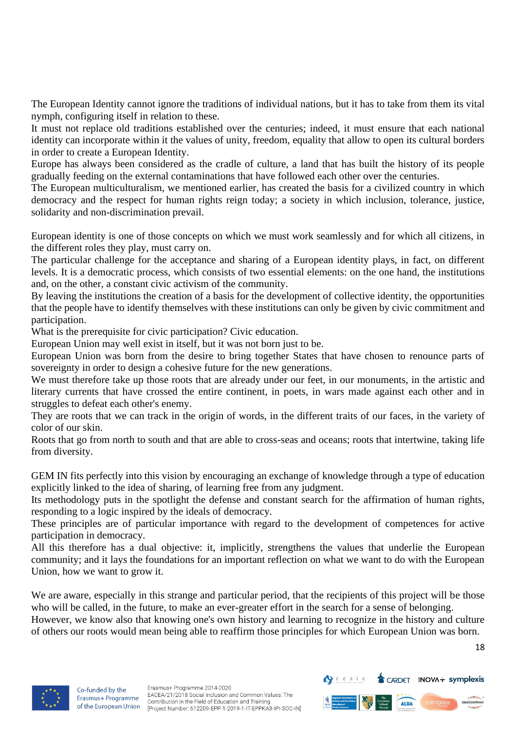The European Identity cannot ignore the traditions of individual nations, but it has to take from them its vital nymph, configuring itself in relation to these.
It must not replace old traditions established over the centuries; indeed, it must ensure that each national identity can incorporate within it the values of unity, freedom, equality that allow to open its cultural borders in order to create a European Identity.
Europe has always been considered as the cradle of culture, a land that has built the history of its people gradually feeding on the external contaminations that have followed each other over the centuries.
The European multiculturalism, we mentioned earlier, has created the basis for a civilized country in which democracy and the respect for human rights reign today; a society in which inclusion, tolerance, justice, solidarity and non-discrimination prevail.

European identity is one of those concepts on which we must work seamlessly and for which all citizens, in the different roles they play, must carry on.
The particular challenge for the acceptance and sharing of a European identity plays, in fact, on different levels. It is a democratic process, which consists of two essential elements: on the one hand, the institutions and, on the other, a constant civic activism of the community.
By leaving the institutions the creation of a basis for the development of collective identity, the opportunities that the people have to identify themselves with these institutions can only be given by civic commitment and participation.
What is the prerequisite for civic participation? Civic education.
European Union may well exist in itself, but it was not born just to be.
European Union was born from the desire to bring together States that have chosen to renounce parts of sovereignty in order to design a cohesive future for the new generations.
We must therefore take up those roots that are already under our feet, in our monuments, in the artistic and literary currents that have crossed the entire continent, in poets, in wars made against each other and in struggles to defeat each other's enemy.
They are roots that we can track in the origin of words, in the different traits of our faces, in the variety of color of our skin.
Roots that go from north to south and that are able to cross-seas and oceans; roots that intertwine, taking life from diversity.

GEM IN fits perfectly into this vision by encouraging an exchange of knowledge through a type of education explicitly linked to the idea of sharing, of learning free from any judgment.
Its methodology puts in the spotlight the defense and constant search for the affirmation of human rights, responding to a logic inspired by the ideals of democracy.
These principles are of particular importance with regard to the development of competences for active participation in democracy.
All this therefore has a dual objective: it, implicitly, strengthens the values that underlie the European community; and it lays the foundations for an important reflection on what we want to do with the European Union, how we want to grow it.

We are aware, especially in this strange and particular period, that the recipients of this project will be those who will be called, in the future, to make an ever-greater effort in the search for a sense of belonging.
However, we know also that knowing one's own history and learning to recognize in the history and culture of others our roots would mean being able to reaffirm those principles for which European Union was born.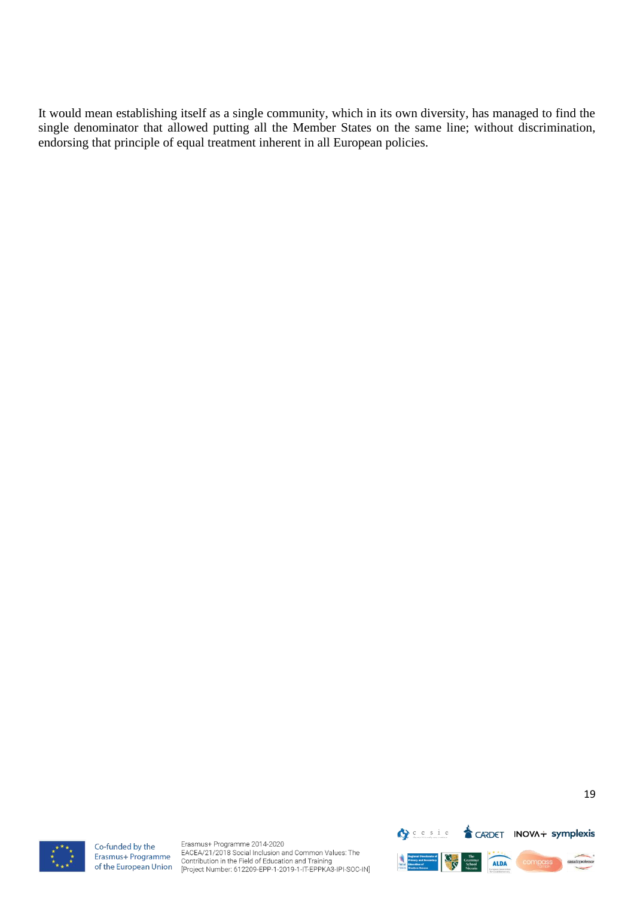It would mean establishing itself as a single community, which in its own diversity, has managed to find the single denominator that allowed putting all the Member States on the same line; without discrimination, endorsing that principle of equal treatment inherent in all European policies.